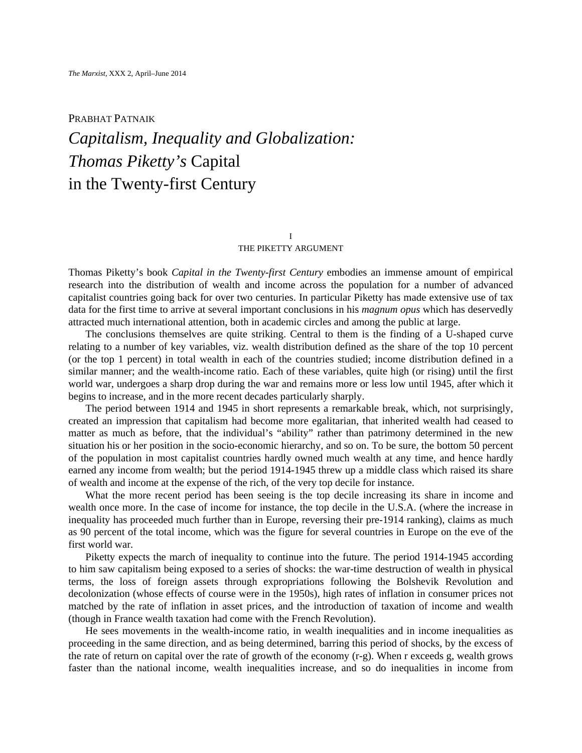PRABHAT PATNAIK

# *Capitalism, Inequality and Globalization: Thomas Piketty's* Capital in the Twenty-first Century

## I
## THE PIKETTY ARGUMENT

Thomas Piketty's book *Capital in the Twenty-first Century* embodies an immense amount of empirical research into the distribution of wealth and income across the population for a number of advanced capitalist countries going back for over two centuries. In particular Piketty has made extensive use of tax data for the first time to arrive at several important conclusions in his *magnum opus* which has deservedly attracted much international attention, both in academic circles and among the public at large.

The conclusions themselves are quite striking. Central to them is the finding of a U-shaped curve relating to a number of key variables, viz. wealth distribution defined as the share of the top 10 percent (or the top 1 percent) in total wealth in each of the countries studied; income distribution defined in a similar manner; and the wealth-income ratio. Each of these variables, quite high (or rising) until the first world war, undergoes a sharp drop during the war and remains more or less low until 1945, after which it begins to increase, and in the more recent decades particularly sharply.

The period between 1914 and 1945 in short represents a remarkable break, which, not surprisingly, created an impression that capitalism had become more egalitarian, that inherited wealth had ceased to matter as much as before, that the individual's "ability" rather than patrimony determined in the new situation his or her position in the socio-economic hierarchy, and so on. To be sure, the bottom 50 percent of the population in most capitalist countries hardly owned much wealth at any time, and hence hardly earned any income from wealth; but the period 1914-1945 threw up a middle class which raised its share of wealth and income at the expense of the rich, of the very top decile for instance.

What the more recent period has been seeing is the top decile increasing its share in income and wealth once more. In the case of income for instance, the top decile in the U.S.A. (where the increase in inequality has proceeded much further than in Europe, reversing their pre-1914 ranking), claims as much as 90 percent of the total income, which was the figure for several countries in Europe on the eve of the first world war.

Piketty expects the march of inequality to continue into the future. The period 1914-1945 according to him saw capitalism being exposed to a series of shocks: the war-time destruction of wealth in physical terms, the loss of foreign assets through expropriations following the Bolshevik Revolution and decolonization (whose effects of course were in the 1950s), high rates of inflation in consumer prices not matched by the rate of inflation in asset prices, and the introduction of taxation of income and wealth (though in France wealth taxation had come with the French Revolution).

He sees movements in the wealth-income ratio, in wealth inequalities and in income inequalities as proceeding in the same direction, and as being determined, barring this period of shocks, by the excess of the rate of return on capital over the rate of growth of the economy (r-g). When r exceeds g, wealth grows faster than the national income, wealth inequalities increase, and so do inequalities in income from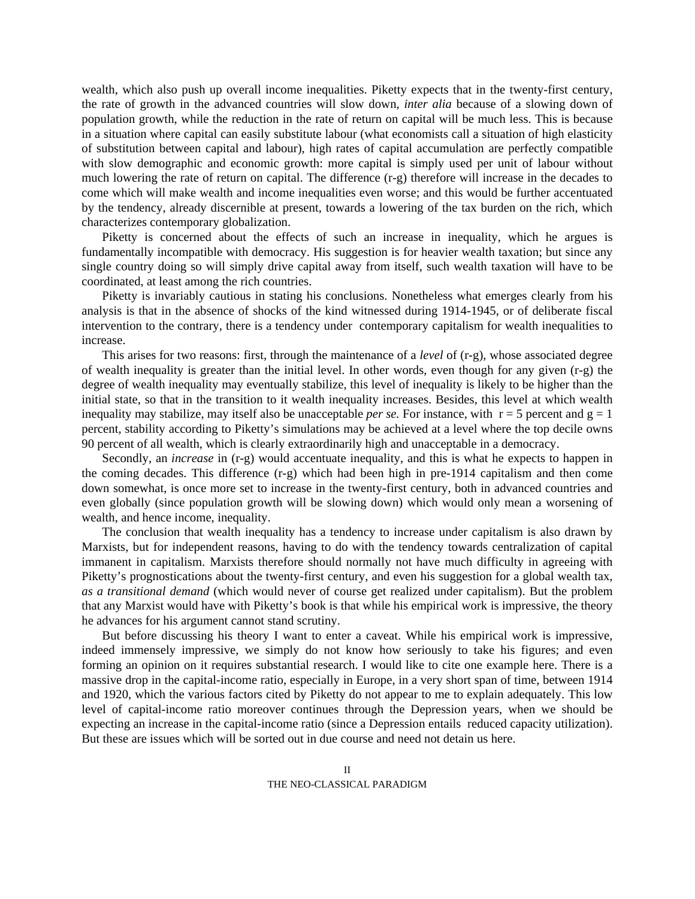wealth, which also push up overall income inequalities. Piketty expects that in the twenty-first century, the rate of growth in the advanced countries will slow down, *inter alia* because of a slowing down of population growth, while the reduction in the rate of return on capital will be much less. This is because in a situation where capital can easily substitute labour (what economists call a situation of high elasticity of substitution between capital and labour), high rates of capital accumulation are perfectly compatible with slow demographic and economic growth: more capital is simply used per unit of labour without much lowering the rate of return on capital. The difference (r-g) therefore will increase in the decades to come which will make wealth and income inequalities even worse; and this would be further accentuated by the tendency, already discernible at present, towards a lowering of the tax burden on the rich, which characterizes contemporary globalization.

Piketty is concerned about the effects of such an increase in inequality, which he argues is fundamentally incompatible with democracy. His suggestion is for heavier wealth taxation; but since any single country doing so will simply drive capital away from itself, such wealth taxation will have to be coordinated, at least among the rich countries.

Piketty is invariably cautious in stating his conclusions. Nonetheless what emerges clearly from his analysis is that in the absence of shocks of the kind witnessed during 1914-1945, or of deliberate fiscal intervention to the contrary, there is a tendency under contemporary capitalism for wealth inequalities to increase.

This arises for two reasons: first, through the maintenance of a *level* of (r-g), whose associated degree of wealth inequality is greater than the initial level. In other words, even though for any given (r-g) the degree of wealth inequality may eventually stabilize, this level of inequality is likely to be higher than the initial state, so that in the transition to it wealth inequality increases. Besides, this level at which wealth inequality may stabilize, may itself also be unacceptable *per se.* For instance, with r = 5 percent and g = 1 percent, stability according to Piketty's simulations may be achieved at a level where the top decile owns 90 percent of all wealth, which is clearly extraordinarily high and unacceptable in a democracy.

Secondly, an *increase* in (r-g) would accentuate inequality, and this is what he expects to happen in the coming decades. This difference (r-g) which had been high in pre-1914 capitalism and then come down somewhat, is once more set to increase in the twenty-first century, both in advanced countries and even globally (since population growth will be slowing down) which would only mean a worsening of wealth, and hence income, inequality.

The conclusion that wealth inequality has a tendency to increase under capitalism is also drawn by Marxists, but for independent reasons, having to do with the tendency towards centralization of capital immanent in capitalism. Marxists therefore should normally not have much difficulty in agreeing with Piketty's prognostications about the twenty-first century, and even his suggestion for a global wealth tax, *as a transitional demand* (which would never of course get realized under capitalism). But the problem that any Marxist would have with Piketty's book is that while his empirical work is impressive, the theory he advances for his argument cannot stand scrutiny.

But before discussing his theory I want to enter a caveat. While his empirical work is impressive, indeed immensely impressive, we simply do not know how seriously to take his figures; and even forming an opinion on it requires substantial research. I would like to cite one example here. There is a massive drop in the capital-income ratio, especially in Europe, in a very short span of time, between 1914 and 1920, which the various factors cited by Piketty do not appear to me to explain adequately. This low level of capital-income ratio moreover continues through the Depression years, when we should be expecting an increase in the capital-income ratio (since a Depression entails reduced capacity utilization). But these are issues which will be sorted out in due course and need not detain us here.

## II
## THE NEO-CLASSICAL PARADIGM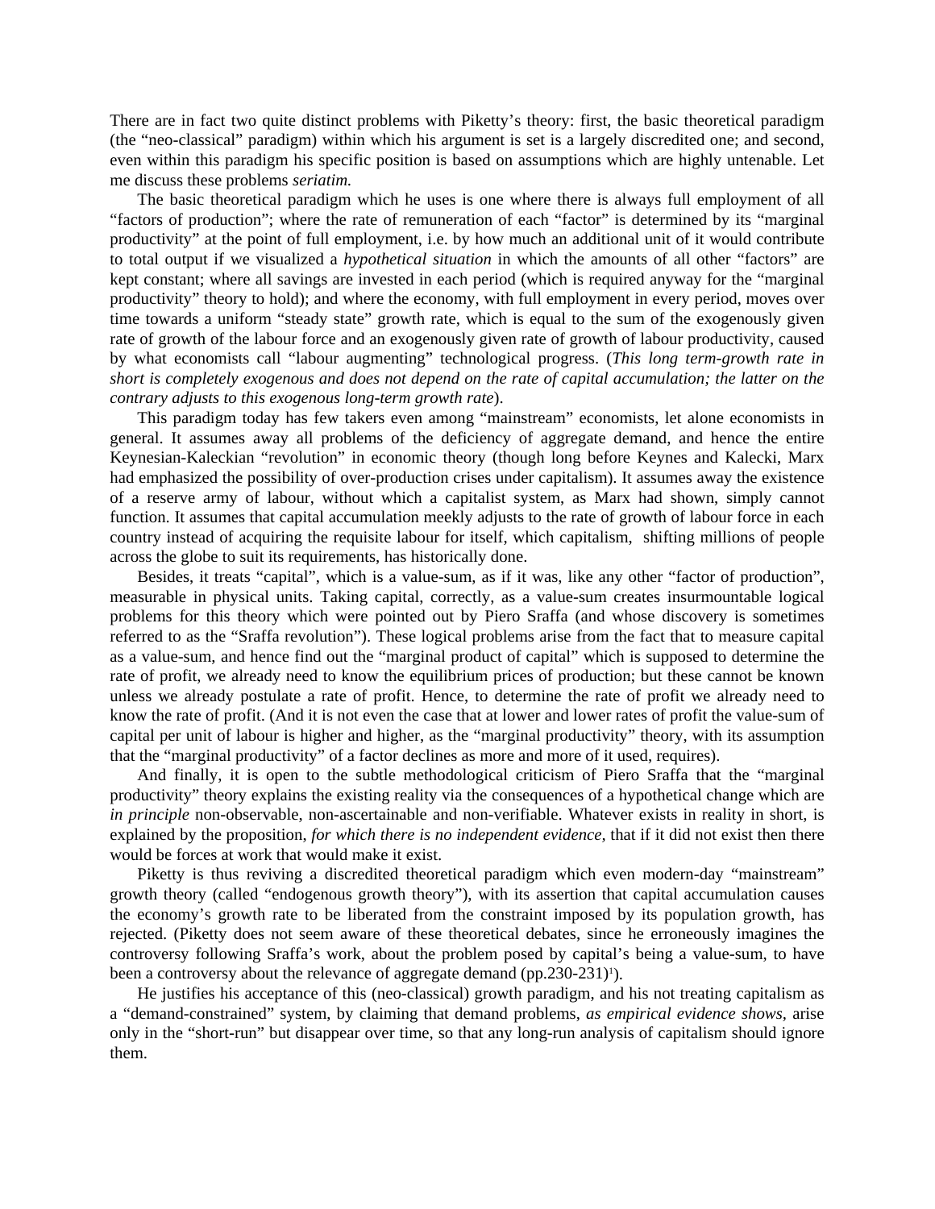There are in fact two quite distinct problems with Piketty's theory: first, the basic theoretical paradigm (the "neo-classical" paradigm) within which his argument is set is a largely discredited one; and second, even within this paradigm his specific position is based on assumptions which are highly untenable. Let me discuss these problems *seriatim.*

The basic theoretical paradigm which he uses is one where there is always full employment of all "factors of production"; where the rate of remuneration of each "factor" is determined by its "marginal productivity" at the point of full employment, i.e. by how much an additional unit of it would contribute to total output if we visualized a *hypothetical situation* in which the amounts of all other "factors" are kept constant; where all savings are invested in each period (which is required anyway for the "marginal productivity" theory to hold); and where the economy, with full employment in every period, moves over time towards a uniform "steady state" growth rate, which is equal to the sum of the exogenously given rate of growth of the labour force and an exogenously given rate of growth of labour productivity, caused by what economists call "labour augmenting" technological progress. (*This long term-growth rate in short is completely exogenous and does not depend on the rate of capital accumulation; the latter on the contrary adjusts to this exogenous long-term growth rate*).

This paradigm today has few takers even among "mainstream" economists, let alone economists in general. It assumes away all problems of the deficiency of aggregate demand, and hence the entire Keynesian-Kaleckian "revolution" in economic theory (though long before Keynes and Kalecki, Marx had emphasized the possibility of over-production crises under capitalism). It assumes away the existence of a reserve army of labour, without which a capitalist system, as Marx had shown, simply cannot function. It assumes that capital accumulation meekly adjusts to the rate of growth of labour force in each country instead of acquiring the requisite labour for itself, which capitalism, shifting millions of people across the globe to suit its requirements, has historically done.

Besides, it treats "capital", which is a value-sum, as if it was, like any other "factor of production", measurable in physical units. Taking capital, correctly, as a value-sum creates insurmountable logical problems for this theory which were pointed out by Piero Sraffa (and whose discovery is sometimes referred to as the "Sraffa revolution"). These logical problems arise from the fact that to measure capital as a value-sum, and hence find out the "marginal product of capital" which is supposed to determine the rate of profit, we already need to know the equilibrium prices of production; but these cannot be known unless we already postulate a rate of profit. Hence, to determine the rate of profit we already need to know the rate of profit. (And it is not even the case that at lower and lower rates of profit the value-sum of capital per unit of labour is higher and higher, as the "marginal productivity" theory, with its assumption that the "marginal productivity" of a factor declines as more and more of it used, requires).

And finally, it is open to the subtle methodological criticism of Piero Sraffa that the "marginal productivity" theory explains the existing reality via the consequences of a hypothetical change which are *in principle* non-observable, non-ascertainable and non-verifiable. Whatever exists in reality in short, is explained by the proposition, *for which there is no independent evidence,* that if it did not exist then there would be forces at work that would make it exist.

Piketty is thus reviving a discredited theoretical paradigm which even modern-day "mainstream" growth theory (called "endogenous growth theory"), with its assertion that capital accumulation causes the economy's growth rate to be liberated from the constraint imposed by its population growth, has rejected. (Piketty does not seem aware of these theoretical debates, since he erroneously imagines the controversy following Sraffa's work, about the problem posed by capital's being a value-sum, to have been a controversy about the relevance of aggregate demand (pp.230-231)[1]).

He justifies his acceptance of this (neo-classical) growth paradigm, and his not treating capitalism as a "demand-constrained" system, by claiming that demand problems, *as empirical evidence shows,* arise only in the "short-run" but disappear over time, so that any long-run analysis of capitalism should ignore them.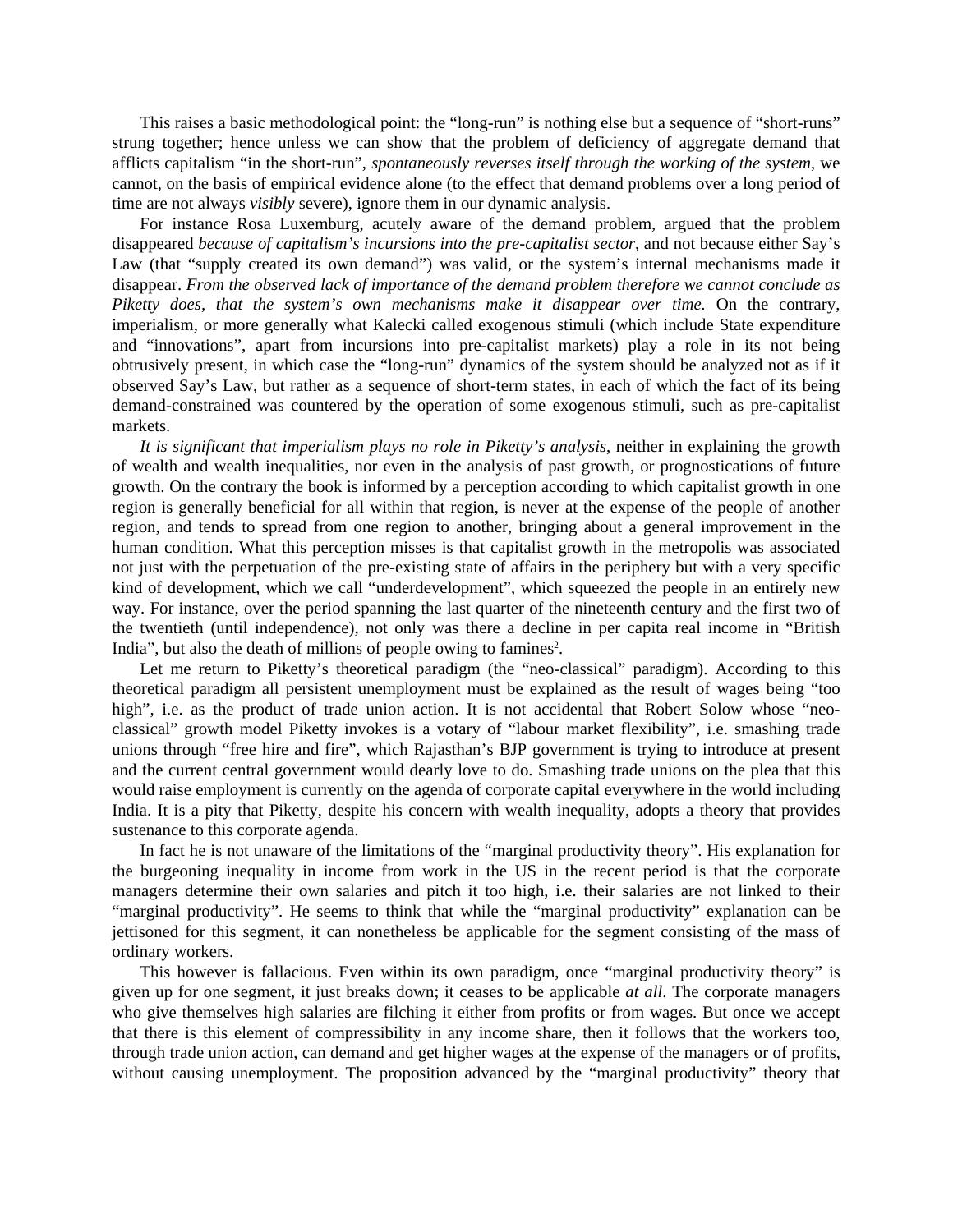This raises a basic methodological point: the "long-run" is nothing else but a sequence of "short-runs" strung together; hence unless we can show that the problem of deficiency of aggregate demand that afflicts capitalism "in the short-run", *spontaneously reverses itself through the working of the system*, we cannot, on the basis of empirical evidence alone (to the effect that demand problems over a long period of time are not always *visibly* severe), ignore them in our dynamic analysis.

For instance Rosa Luxemburg, acutely aware of the demand problem, argued that the problem disappeared *because of capitalism's incursions into the pre-capitalist sector*, and not because either Say's Law (that "supply created its own demand") was valid, or the system's internal mechanisms made it disappear. *From the observed lack of importance of the demand problem therefore we cannot conclude as Piketty does, that the system's own mechanisms make it disappear over time.* On the contrary, imperialism, or more generally what Kalecki called exogenous stimuli (which include State expenditure and "innovations", apart from incursions into pre-capitalist markets) play a role in its not being obtrusively present, in which case the "long-run" dynamics of the system should be analyzed not as if it observed Say's Law, but rather as a sequence of short-term states, in each of which the fact of its being demand-constrained was countered by the operation of some exogenous stimuli, such as pre-capitalist markets.

*It is significant that imperialism plays no role in Piketty's analysis*, neither in explaining the growth of wealth and wealth inequalities, nor even in the analysis of past growth, or prognostications of future growth. On the contrary the book is informed by a perception according to which capitalist growth in one region is generally beneficial for all within that region, is never at the expense of the people of another region, and tends to spread from one region to another, bringing about a general improvement in the human condition. What this perception misses is that capitalist growth in the metropolis was associated not just with the perpetuation of the pre-existing state of affairs in the periphery but with a very specific kind of development, which we call "underdevelopment", which squeezed the people in an entirely new way. For instance, over the period spanning the last quarter of the nineteenth century and the first two of the twentieth (until independence), not only was there a decline in per capita real income in "British India", but also the death of millions of people owing to famines[2].

Let me return to Piketty's theoretical paradigm (the "neo-classical" paradigm). According to this theoretical paradigm all persistent unemployment must be explained as the result of wages being "too high", i.e. as the product of trade union action. It is not accidental that Robert Solow whose "neo-classical" growth model Piketty invokes is a votary of "labour market flexibility", i.e. smashing trade unions through "free hire and fire", which Rajasthan's BJP government is trying to introduce at present and the current central government would dearly love to do. Smashing trade unions on the plea that this would raise employment is currently on the agenda of corporate capital everywhere in the world including India. It is a pity that Piketty, despite his concern with wealth inequality, adopts a theory that provides sustenance to this corporate agenda.

In fact he is not unaware of the limitations of the "marginal productivity theory". His explanation for the burgeoning inequality in income from work in the US in the recent period is that the corporate managers determine their own salaries and pitch it too high, i.e. their salaries are not linked to their "marginal productivity". He seems to think that while the "marginal productivity" explanation can be jettisoned for this segment, it can nonetheless be applicable for the segment consisting of the mass of ordinary workers.

This however is fallacious. Even within its own paradigm, once "marginal productivity theory" is given up for one segment, it just breaks down; it ceases to be applicable *at all*. The corporate managers who give themselves high salaries are filching it either from profits or from wages. But once we accept that there is this element of compressibility in any income share, then it follows that the workers too, through trade union action, can demand and get higher wages at the expense of the managers or of profits, without causing unemployment. The proposition advanced by the "marginal productivity" theory that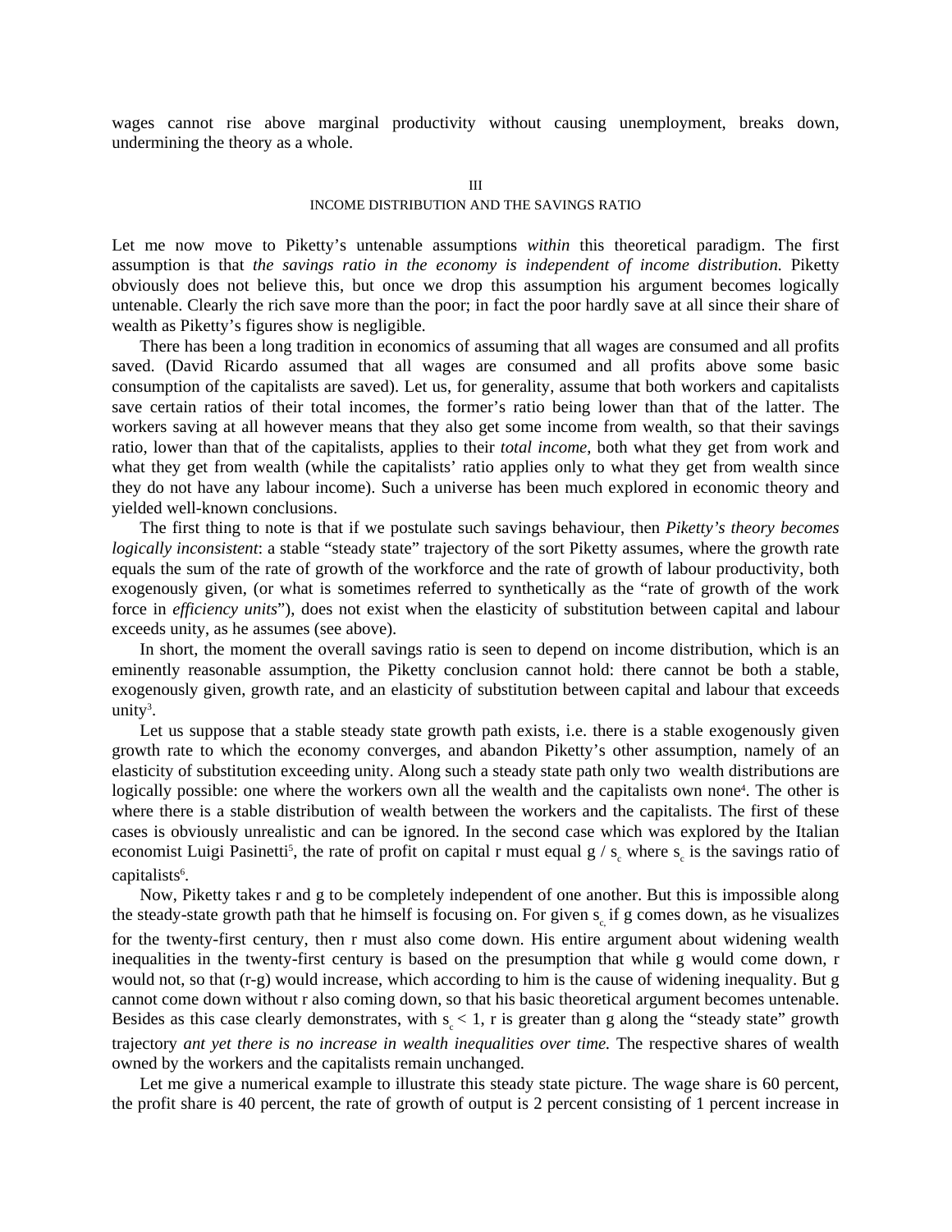wages cannot rise above marginal productivity without causing unemployment, breaks down, undermining the theory as a whole.

## III
## INCOME DISTRIBUTION AND THE SAVINGS RATIO

Let me now move to Piketty's untenable assumptions *within* this theoretical paradigm. The first assumption is that *the savings ratio in the economy is independent of income distribution.* Piketty obviously does not believe this, but once we drop this assumption his argument becomes logically untenable. Clearly the rich save more than the poor; in fact the poor hardly save at all since their share of wealth as Piketty's figures show is negligible.

There has been a long tradition in economics of assuming that all wages are consumed and all profits saved. (David Ricardo assumed that all wages are consumed and all profits above some basic consumption of the capitalists are saved). Let us, for generality, assume that both workers and capitalists save certain ratios of their total incomes, the former's ratio being lower than that of the latter. The workers saving at all however means that they also get some income from wealth, so that their savings ratio, lower than that of the capitalists, applies to their *total income*, both what they get from work and what they get from wealth (while the capitalists' ratio applies only to what they get from wealth since they do not have any labour income). Such a universe has been much explored in economic theory and yielded well-known conclusions.

The first thing to note is that if we postulate such savings behaviour, then *Piketty's theory becomes logically inconsistent*: a stable "steady state" trajectory of the sort Piketty assumes, where the growth rate equals the sum of the rate of growth of the workforce and the rate of growth of labour productivity, both exogenously given, (or what is sometimes referred to synthetically as the "rate of growth of the work force in *efficiency units*"), does not exist when the elasticity of substitution between capital and labour exceeds unity, as he assumes (see above).

In short, the moment the overall savings ratio is seen to depend on income distribution, which is an eminently reasonable assumption, the Piketty conclusion cannot hold: there cannot be both a stable, exogenously given, growth rate, and an elasticity of substitution between capital and labour that exceeds unity[3].

Let us suppose that a stable steady state growth path exists, i.e. there is a stable exogenously given growth rate to which the economy converges, and abandon Piketty's other assumption, namely of an elasticity of substitution exceeding unity. Along such a steady state path only two wealth distributions are logically possible: one where the workers own all the wealth and the capitalists own none[4]. The other is where there is a stable distribution of wealth between the workers and the capitalists. The first of these cases is obviously unrealistic and can be ignored. In the second case which was explored by the Italian economist Luigi Pasinetti[5], the rate of profit on capital r must equal $g / s_c$ where $s_c$ is the savings ratio of capitalists[6].

Now, Piketty takes r and g to be completely independent of one another. But this is impossible along the steady-state growth path that he himself is focusing on. For given $s_c$, if g comes down, as he visualizes for the twenty-first century, then r must also come down. His entire argument about widening wealth inequalities in the twenty-first century is based on the presumption that while g would come down, r would not, so that (r-g) would increase, which according to him is the cause of widening inequality. But g cannot come down without r also coming down, so that his basic theoretical argument becomes untenable. Besides as this case clearly demonstrates, with $s_c < 1$, r is greater than g along the "steady state" growth trajectory *ant yet there is no increase in wealth inequalities over time.* The respective shares of wealth owned by the workers and the capitalists remain unchanged.

Let me give a numerical example to illustrate this steady state picture. The wage share is 60 percent, the profit share is 40 percent, the rate of growth of output is 2 percent consisting of 1 percent increase in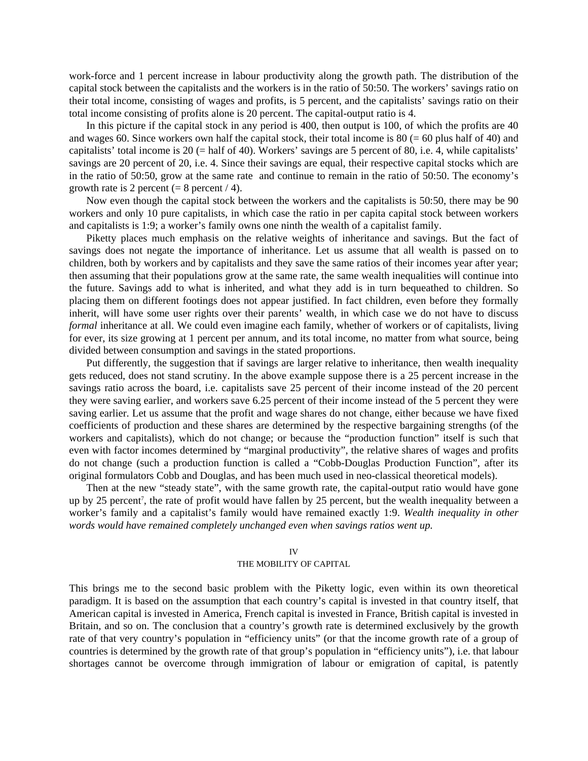work-force and 1 percent increase in labour productivity along the growth path. The distribution of the capital stock between the capitalists and the workers is in the ratio of 50:50. The workers' savings ratio on their total income, consisting of wages and profits, is 5 percent, and the capitalists' savings ratio on their total income consisting of profits alone is 20 percent. The capital-output ratio is 4.

In this picture if the capital stock in any period is 400, then output is 100, of which the profits are 40 and wages 60. Since workers own half the capital stock, their total income is 80 (= 60 plus half of 40) and capitalists' total income is 20 (= half of 40). Workers' savings are 5 percent of 80, i.e. 4, while capitalists' savings are 20 percent of 20, i.e. 4. Since their savings are equal, their respective capital stocks which are in the ratio of 50:50, grow at the same rate and continue to remain in the ratio of 50:50. The economy's growth rate is 2 percent (= 8 percent / 4).

Now even though the capital stock between the workers and the capitalists is 50:50, there may be 90 workers and only 10 pure capitalists, in which case the ratio in per capita capital stock between workers and capitalists is 1:9; a worker's family owns one ninth the wealth of a capitalist family.

Piketty places much emphasis on the relative weights of inheritance and savings. But the fact of savings does not negate the importance of inheritance. Let us assume that all wealth is passed on to children, both by workers and by capitalists and they save the same ratios of their incomes year after year; then assuming that their populations grow at the same rate, the same wealth inequalities will continue into the future. Savings add to what is inherited, and what they add is in turn bequeathed to children. So placing them on different footings does not appear justified. In fact children, even before they formally inherit, will have some user rights over their parents' wealth, in which case we do not have to discuss *formal* inheritance at all. We could even imagine each family, whether of workers or of capitalists, living for ever, its size growing at 1 percent per annum, and its total income, no matter from what source, being divided between consumption and savings in the stated proportions.

Put differently, the suggestion that if savings are larger relative to inheritance, then wealth inequality gets reduced, does not stand scrutiny. In the above example suppose there is a 25 percent increase in the savings ratio across the board, i.e. capitalists save 25 percent of their income instead of the 20 percent they were saving earlier, and workers save 6.25 percent of their income instead of the 5 percent they were saving earlier. Let us assume that the profit and wage shares do not change, either because we have fixed coefficients of production and these shares are determined by the respective bargaining strengths (of the workers and capitalists), which do not change; or because the "production function" itself is such that even with factor incomes determined by "marginal productivity", the relative shares of wages and profits do not change (such a production function is called a "Cobb-Douglas Production Function", after its original formulators Cobb and Douglas, and has been much used in neo-classical theoretical models).

Then at the new "steady state", with the same growth rate, the capital-output ratio would have gone up by 25 percent[7], the rate of profit would have fallen by 25 percent, but the wealth inequality between a worker's family and a capitalist's family would have remained exactly 1:9. *Wealth inequality in other words would have remained completely unchanged even when savings ratios went up.*

## IV
## THE MOBILITY OF CAPITAL

This brings me to the second basic problem with the Piketty logic, even within its own theoretical paradigm. It is based on the assumption that each country's capital is invested in that country itself, that American capital is invested in America, French capital is invested in France, British capital is invested in Britain, and so on. The conclusion that a country's growth rate is determined exclusively by the growth rate of that very country's population in "efficiency units" (or that the income growth rate of a group of countries is determined by the growth rate of that group's population in "efficiency units"), i.e. that labour shortages cannot be overcome through immigration of labour or emigration of capital, is patently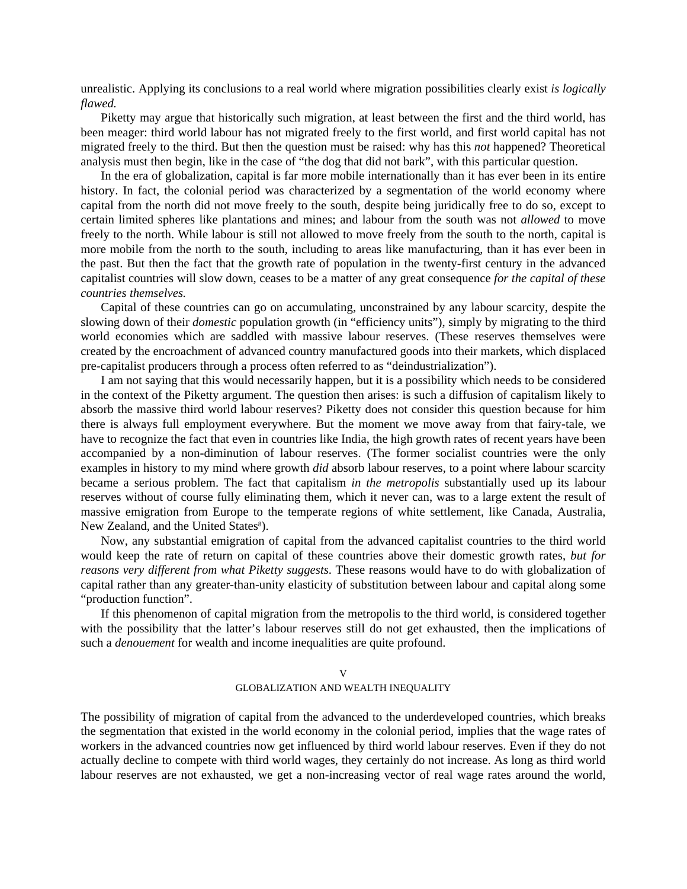unrealistic. Applying its conclusions to a real world where migration possibilities clearly exist *is logically flawed.*

Piketty may argue that historically such migration, at least between the first and the third world, has been meager: third world labour has not migrated freely to the first world, and first world capital has not migrated freely to the third. But then the question must be raised: why has this *not* happened? Theoretical analysis must then begin, like in the case of "the dog that did not bark", with this particular question.

In the era of globalization, capital is far more mobile internationally than it has ever been in its entire history. In fact, the colonial period was characterized by a segmentation of the world economy where capital from the north did not move freely to the south, despite being juridically free to do so, except to certain limited spheres like plantations and mines; and labour from the south was not *allowed* to move freely to the north. While labour is still not allowed to move freely from the south to the north, capital is more mobile from the north to the south, including to areas like manufacturing, than it has ever been in the past. But then the fact that the growth rate of population in the twenty-first century in the advanced capitalist countries will slow down, ceases to be a matter of any great consequence *for the capital of these countries themselves.*

Capital of these countries can go on accumulating, unconstrained by any labour scarcity, despite the slowing down of their *domestic* population growth (in "efficiency units"), simply by migrating to the third world economies which are saddled with massive labour reserves. (These reserves themselves were created by the encroachment of advanced country manufactured goods into their markets, which displaced pre-capitalist producers through a process often referred to as "deindustrialization").

I am not saying that this would necessarily happen, but it is a possibility which needs to be considered in the context of the Piketty argument. The question then arises: is such a diffusion of capitalism likely to absorb the massive third world labour reserves? Piketty does not consider this question because for him there is always full employment everywhere. But the moment we move away from that fairy-tale, we have to recognize the fact that even in countries like India, the high growth rates of recent years have been accompanied by a non-diminution of labour reserves. (The former socialist countries were the only examples in history to my mind where growth *did* absorb labour reserves, to a point where labour scarcity became a serious problem. The fact that capitalism *in the metropolis* substantially used up its labour reserves without of course fully eliminating them, which it never can, was to a large extent the result of massive emigration from Europe to the temperate regions of white settlement, like Canada, Australia, New Zealand, and the United States[8]).

Now, any substantial emigration of capital from the advanced capitalist countries to the third world would keep the rate of return on capital of these countries above their domestic growth rates, *but for reasons very different from what Piketty suggests*. These reasons would have to do with globalization of capital rather than any greater-than-unity elasticity of substitution between labour and capital along some "production function".

If this phenomenon of capital migration from the metropolis to the third world, is considered together with the possibility that the latter's labour reserves still do not get exhausted, then the implications of such a *denouement* for wealth and income inequalities are quite profound.

## V
## GLOBALIZATION AND WEALTH INEQUALITY

The possibility of migration of capital from the advanced to the underdeveloped countries, which breaks the segmentation that existed in the world economy in the colonial period, implies that the wage rates of workers in the advanced countries now get influenced by third world labour reserves. Even if they do not actually decline to compete with third world wages, they certainly do not increase. As long as third world labour reserves are not exhausted, we get a non-increasing vector of real wage rates around the world,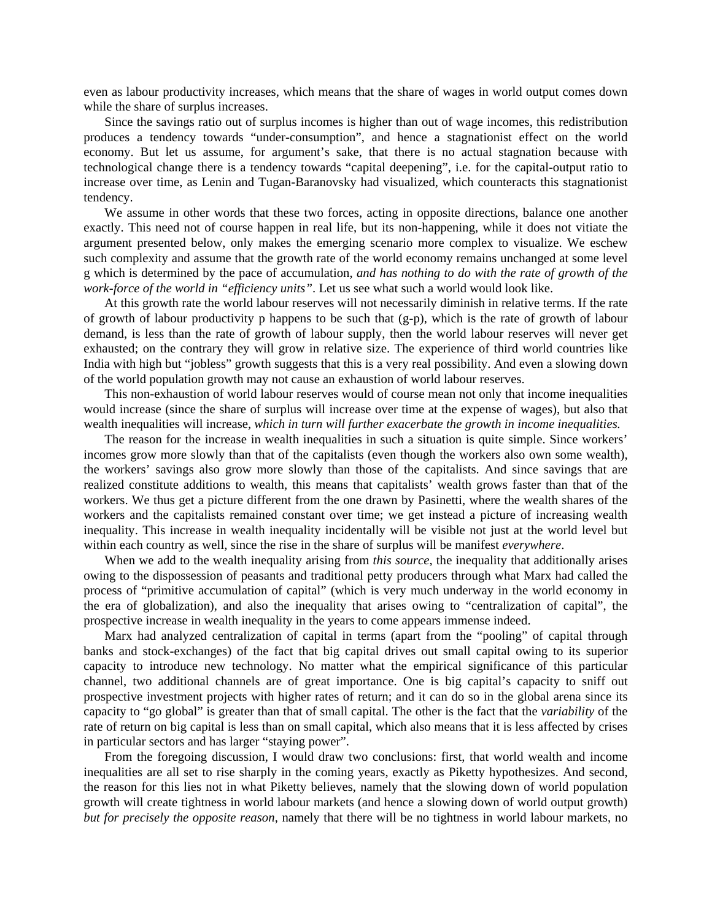even as labour productivity increases, which means that the share of wages in world output comes down while the share of surplus increases.

Since the savings ratio out of surplus incomes is higher than out of wage incomes, this redistribution produces a tendency towards "under-consumption", and hence a stagnationist effect on the world economy. But let us assume, for argument's sake, that there is no actual stagnation because with technological change there is a tendency towards "capital deepening", i.e. for the capital-output ratio to increase over time, as Lenin and Tugan-Baranovsky had visualized, which counteracts this stagnationist tendency.

We assume in other words that these two forces, acting in opposite directions, balance one another exactly. This need not of course happen in real life, but its non-happening, while it does not vitiate the argument presented below, only makes the emerging scenario more complex to visualize. We eschew such complexity and assume that the growth rate of the world economy remains unchanged at some level g which is determined by the pace of accumulation, *and has nothing to do with the rate of growth of the work-force of the world in "efficiency units"*. Let us see what such a world would look like.

At this growth rate the world labour reserves will not necessarily diminish in relative terms. If the rate of growth of labour productivity p happens to be such that (g-p), which is the rate of growth of labour demand, is less than the rate of growth of labour supply, then the world labour reserves will never get exhausted; on the contrary they will grow in relative size. The experience of third world countries like India with high but "jobless" growth suggests that this is a very real possibility. And even a slowing down of the world population growth may not cause an exhaustion of world labour reserves.

This non-exhaustion of world labour reserves would of course mean not only that income inequalities would increase (since the share of surplus will increase over time at the expense of wages), but also that wealth inequalities will increase, *which in turn will further exacerbate the growth in income inequalities.*

The reason for the increase in wealth inequalities in such a situation is quite simple. Since workers' incomes grow more slowly than that of the capitalists (even though the workers also own some wealth), the workers' savings also grow more slowly than those of the capitalists. And since savings that are realized constitute additions to wealth, this means that capitalists' wealth grows faster than that of the workers. We thus get a picture different from the one drawn by Pasinetti, where the wealth shares of the workers and the capitalists remained constant over time; we get instead a picture of increasing wealth inequality. This increase in wealth inequality incidentally will be visible not just at the world level but within each country as well, since the rise in the share of surplus will be manifest *everywhere*.

When we add to the wealth inequality arising from *this source*, the inequality that additionally arises owing to the dispossession of peasants and traditional petty producers through what Marx had called the process of "primitive accumulation of capital" (which is very much underway in the world economy in the era of globalization), and also the inequality that arises owing to "centralization of capital", the prospective increase in wealth inequality in the years to come appears immense indeed.

Marx had analyzed centralization of capital in terms (apart from the "pooling" of capital through banks and stock-exchanges) of the fact that big capital drives out small capital owing to its superior capacity to introduce new technology. No matter what the empirical significance of this particular channel, two additional channels are of great importance. One is big capital's capacity to sniff out prospective investment projects with higher rates of return; and it can do so in the global arena since its capacity to "go global" is greater than that of small capital. The other is the fact that the *variability* of the rate of return on big capital is less than on small capital, which also means that it is less affected by crises in particular sectors and has larger "staying power".

From the foregoing discussion, I would draw two conclusions: first, that world wealth and income inequalities are all set to rise sharply in the coming years, exactly as Piketty hypothesizes. And second, the reason for this lies not in what Piketty believes, namely that the slowing down of world population growth will create tightness in world labour markets (and hence a slowing down of world output growth) *but for precisely the opposite reason*, namely that there will be no tightness in world labour markets, no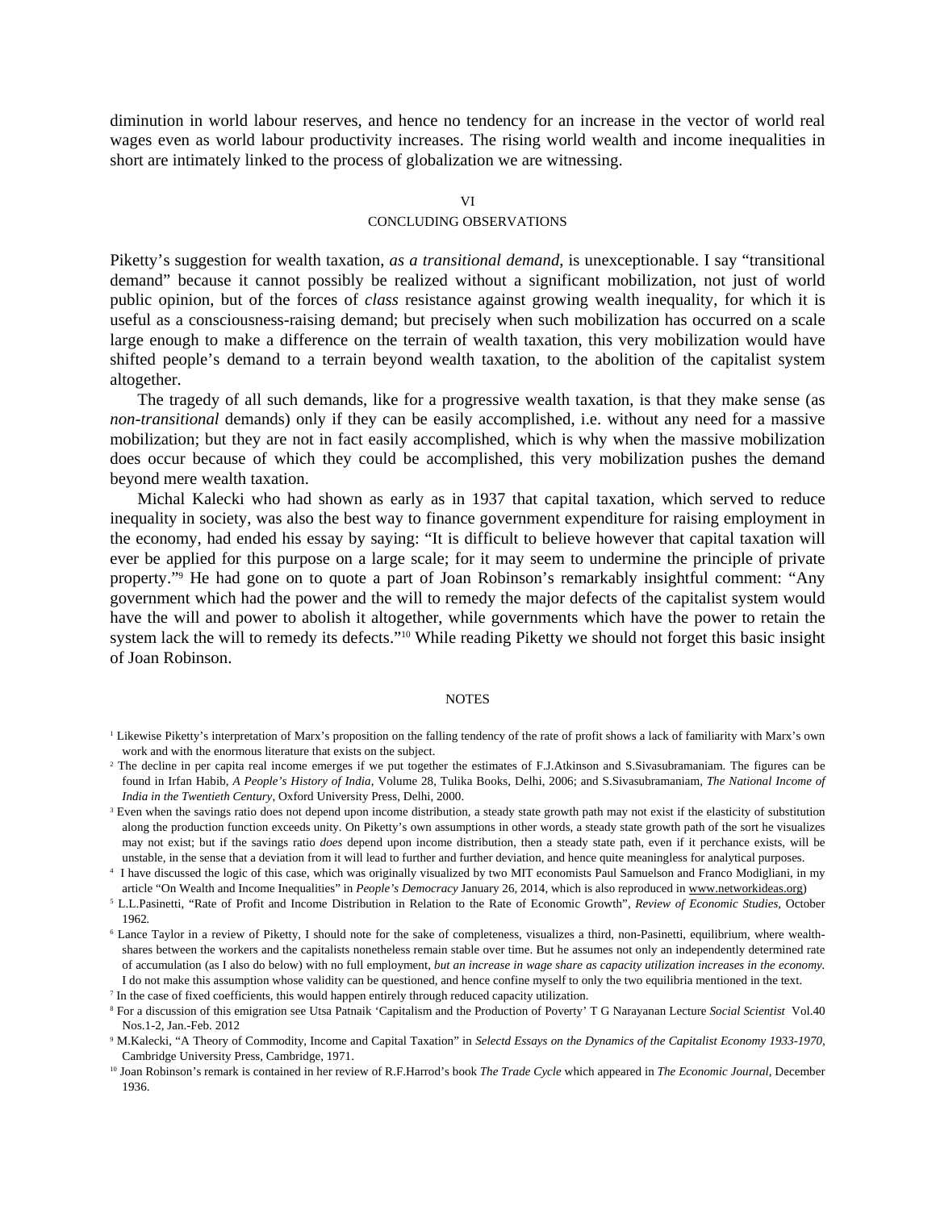diminution in world labour reserves, and hence no tendency for an increase in the vector of world real wages even as world labour productivity increases. The rising world wealth and income inequalities in short are intimately linked to the process of globalization we are witnessing.

## VI
## CONCLUDING OBSERVATIONS

Piketty's suggestion for wealth taxation, *as a transitional demand*, is unexceptionable. I say "transitional demand" because it cannot possibly be realized without a significant mobilization, not just of world public opinion, but of the forces of *class* resistance against growing wealth inequality, for which it is useful as a consciousness-raising demand; but precisely when such mobilization has occurred on a scale large enough to make a difference on the terrain of wealth taxation, this very mobilization would have shifted people's demand to a terrain beyond wealth taxation, to the abolition of the capitalist system altogether.

The tragedy of all such demands, like for a progressive wealth taxation, is that they make sense (as *non-transitional* demands) only if they can be easily accomplished, i.e. without any need for a massive mobilization; but they are not in fact easily accomplished, which is why when the massive mobilization does occur because of which they could be accomplished, this very mobilization pushes the demand beyond mere wealth taxation.

Michal Kalecki who had shown as early as in 1937 that capital taxation, which served to reduce inequality in society, was also the best way to finance government expenditure for raising employment in the economy, had ended his essay by saying: "It is difficult to believe however that capital taxation will ever be applied for this purpose on a large scale; for it may seem to undermine the principle of private property."[9] He had gone on to quote a part of Joan Robinson's remarkably insightful comment: "Any government which had the power and the will to remedy the major defects of the capitalist system would have the will and power to abolish it altogether, while governments which have the power to retain the system lack the will to remedy its defects."[10] While reading Piketty we should not forget this basic insight of Joan Robinson.

## NOTES

[1] Likewise Piketty's interpretation of Marx's proposition on the falling tendency of the rate of profit shows a lack of familiarity with Marx's own work and with the enormous literature that exists on the subject.

[2] The decline in per capita real income emerges if we put together the estimates of F.J.Atkinson and S.Sivasubramaniam. The figures can be found in Irfan Habib, *A People's History of India*, Volume 28, Tulika Books, Delhi, 2006; and S.Sivasubramaniam, *The National Income of India in the Twentieth Century*, Oxford University Press, Delhi, 2000.

[3] Even when the savings ratio does not depend upon income distribution, a steady state growth path may not exist if the elasticity of substitution along the production function exceeds unity. On Piketty's own assumptions in other words, a steady state growth path of the sort he visualizes may not exist; but if the savings ratio *does* depend upon income distribution, then a steady state path, even if it perchance exists, will be unstable, in the sense that a deviation from it will lead to further and further deviation, and hence quite meaningless for analytical purposes.

[4] I have discussed the logic of this case, which was originally visualized by two MIT economists Paul Samuelson and Franco Modigliani, in my article "On Wealth and Income Inequalities" in *People's Democracy* January 26, 2014, which is also reproduced in www.networkideas.org)

[5] L.L.Pasinetti, "Rate of Profit and Income Distribution in Relation to the Rate of Economic Growth", *Review of Economic Studies*, October 1962.

[6] Lance Taylor in a review of Piketty, I should note for the sake of completeness, visualizes a third, non-Pasinetti, equilibrium, where wealth-shares between the workers and the capitalists nonetheless remain stable over time. But he assumes not only an independently determined rate of accumulation (as I also do below) with no full employment, *but an increase in wage share as capacity utilization increases in the economy.* I do not make this assumption whose validity can be questioned, and hence confine myself to only the two equilibria mentioned in the text.

[7] In the case of fixed coefficients, this would happen entirely through reduced capacity utilization.

[8] For a discussion of this emigration see Utsa Patnaik 'Capitalism and the Production of Poverty' T G Narayanan Lecture *Social Scientist* Vol.40 Nos.1-2, Jan.-Feb. 2012

[9] M.Kalecki, "A Theory of Commodity, Income and Capital Taxation" in *Selectd Essays on the Dynamics of the Capitalist Economy 1933-1970*, Cambridge University Press, Cambridge, 1971.

[10] Joan Robinson's remark is contained in her review of R.F.Harrod's book *The Trade Cycle* which appeared in *The Economic Journal*, December 1936.